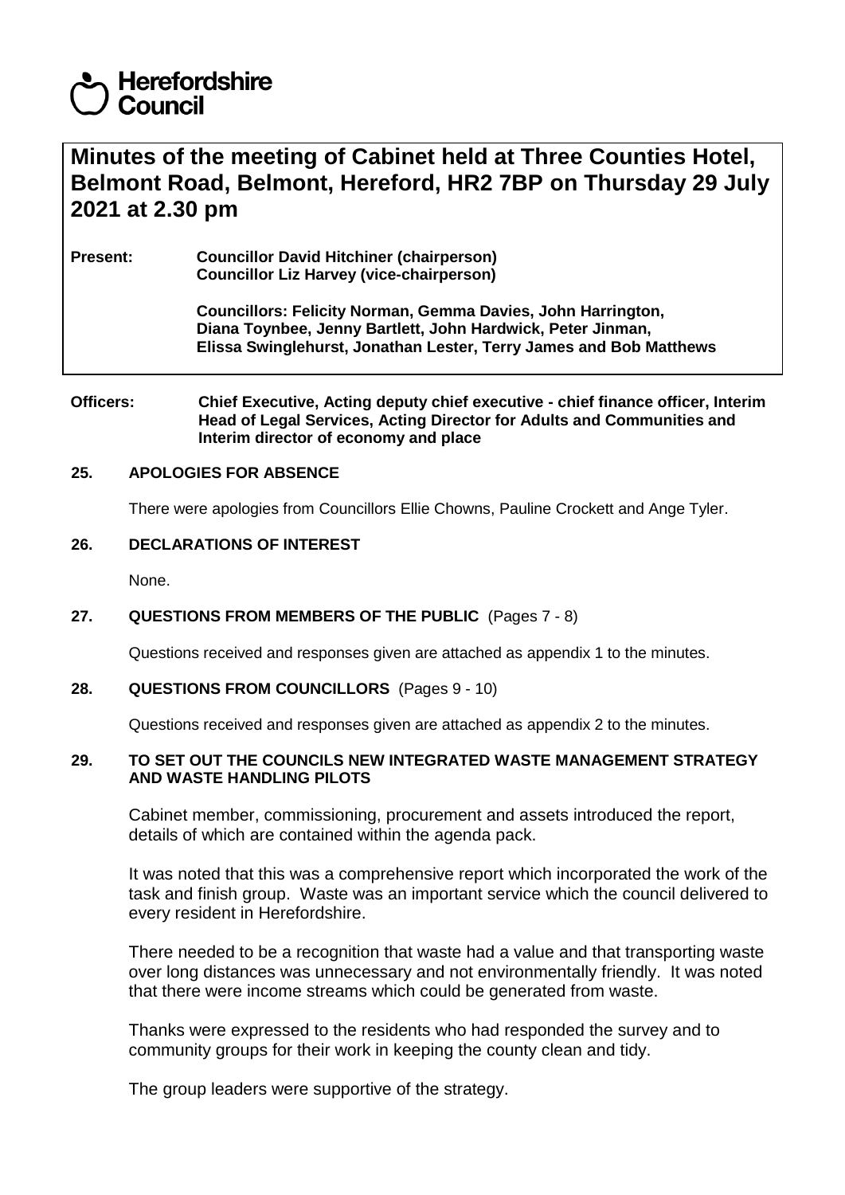Herefordshire Council

# Minutes of the meeting of Cabinet held at Three Counties Hotel, Belmont Road, Belmont, Hereford, HR2 7BP on Thursday 29 July 2021 at 2.30 pm

**Present:** **Councillor David Hitchiner (chairperson)**
**Councillor Liz Harvey (vice-chairperson)**

**Councillors: Felicity Norman, Gemma Davies, John Harrington, Diana Toynbee, Jenny Bartlett, John Hardwick, Peter Jinman, Elissa Swinglehurst, Jonathan Lester, Terry James and Bob Matthews**

**Officers:** **Chief Executive, Acting deputy chief executive - chief finance officer, Interim Head of Legal Services, Acting Director for Adults and Communities and Interim director of economy and place**

## 25. APOLOGIES FOR ABSENCE

There were apologies from Councillors Ellie Chowns, Pauline Crockett and Ange Tyler.

## 26. DECLARATIONS OF INTEREST

None.

## 27. QUESTIONS FROM MEMBERS OF THE PUBLIC (Pages 7 - 8)

Questions received and responses given are attached as appendix 1 to the minutes.

## 28. QUESTIONS FROM COUNCILLORS (Pages 9 - 10)

Questions received and responses given are attached as appendix 2 to the minutes.

## 29. TO SET OUT THE COUNCILS NEW INTEGRATED WASTE MANAGEMENT STRATEGY AND WASTE HANDLING PILOTS

Cabinet member, commissioning, procurement and assets introduced the report, details of which are contained within the agenda pack.

It was noted that this was a comprehensive report which incorporated the work of the task and finish group. Waste was an important service which the council delivered to every resident in Herefordshire.

There needed to be a recognition that waste had a value and that transporting waste over long distances was unnecessary and not environmentally friendly. It was noted that there were income streams which could be generated from waste.

Thanks were expressed to the residents who had responded the survey and to community groups for their work in keeping the county clean and tidy.

The group leaders were supportive of the strategy.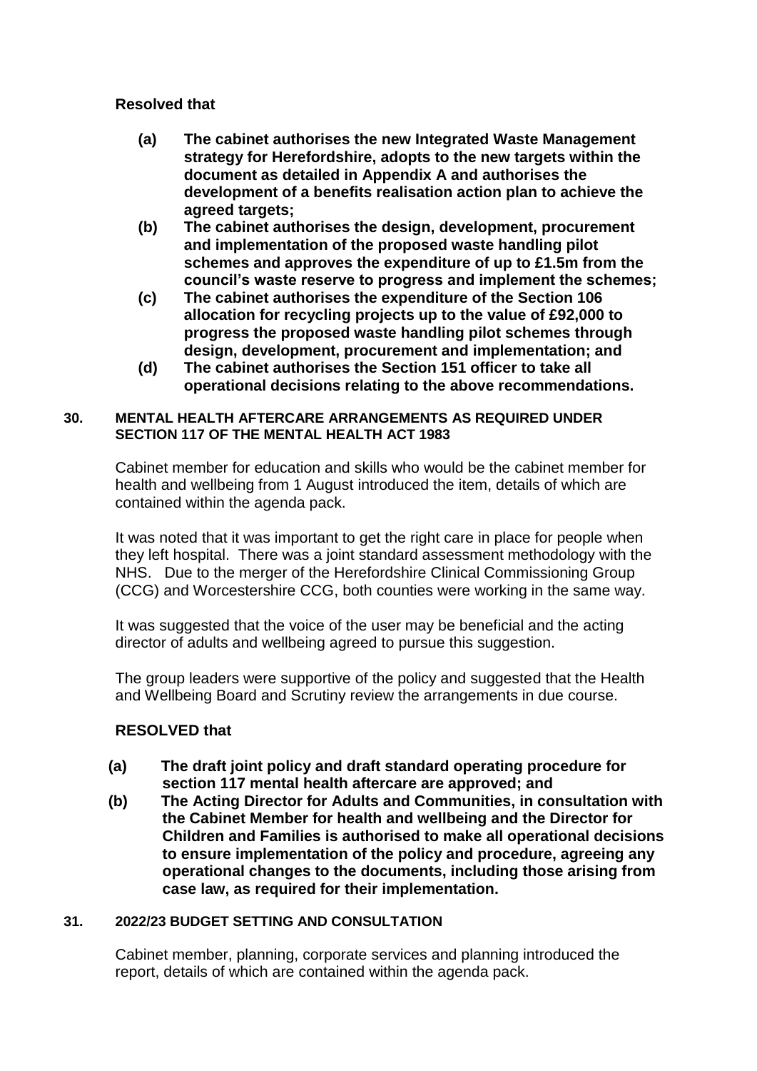**Resolved that**

- **(a)** **The cabinet authorises the new Integrated Waste Management strategy for Herefordshire, adopts to the new targets within the document as detailed in Appendix A and authorises the development of a benefits realisation action plan to achieve the agreed targets;**
- **(b)** **The cabinet authorises the design, development, procurement and implementation of the proposed waste handling pilot schemes and approves the expenditure of up to £1.5m from the council's waste reserve to progress and implement the schemes;**
- **(c)** **The cabinet authorises the expenditure of the Section 106 allocation for recycling projects up to the value of £92,000 to progress the proposed waste handling pilot schemes through design, development, procurement and implementation; and**
- **(d)** **The cabinet authorises the Section 151 officer to take all operational decisions relating to the above recommendations.**

## 30. MENTAL HEALTH AFTERCARE ARRANGEMENTS AS REQUIRED UNDER SECTION 117 OF THE MENTAL HEALTH ACT 1983

Cabinet member for education and skills who would be the cabinet member for health and wellbeing from 1 August introduced the item, details of which are contained within the agenda pack.

It was noted that it was important to get the right care in place for people when they left hospital. There was a joint standard assessment methodology with the NHS. Due to the merger of the Herefordshire Clinical Commissioning Group (CCG) and Worcestershire CCG, both counties were working in the same way.

It was suggested that the voice of the user may be beneficial and the acting director of adults and wellbeing agreed to pursue this suggestion.

The group leaders were supportive of the policy and suggested that the Health and Wellbeing Board and Scrutiny review the arrangements in due course.

**RESOLVED that**

- **(a)** **The draft joint policy and draft standard operating procedure for section 117 mental health aftercare are approved; and**
- **(b)** **The Acting Director for Adults and Communities, in consultation with the Cabinet Member for health and wellbeing and the Director for Children and Families is authorised to make all operational decisions to ensure implementation of the policy and procedure, agreeing any operational changes to the documents, including those arising from case law, as required for their implementation.**

## 31. 2022/23 BUDGET SETTING AND CONSULTATION

Cabinet member, planning, corporate services and planning introduced the report, details of which are contained within the agenda pack.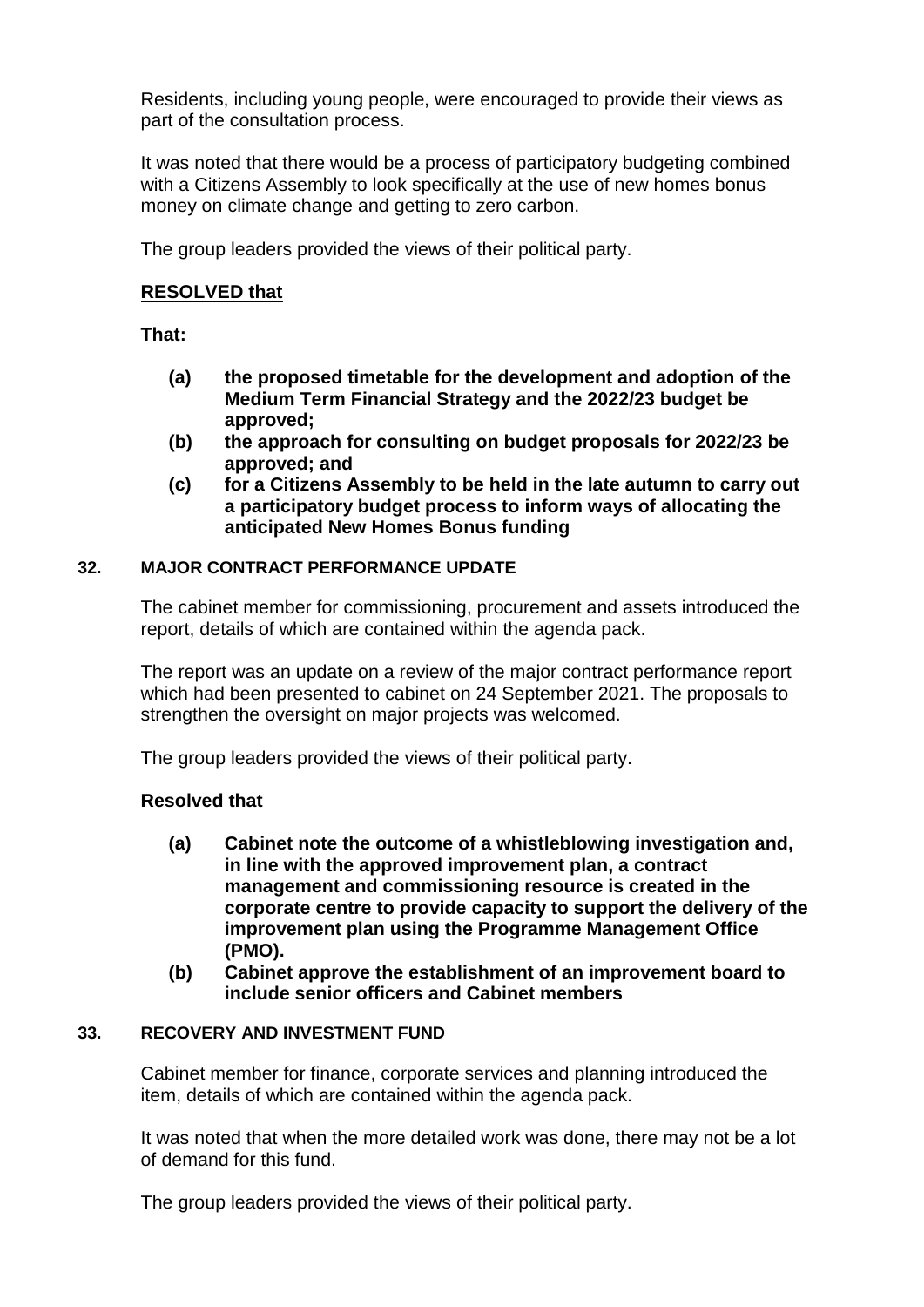Residents, including young people, were encouraged to provide their views as part of the consultation process.

It was noted that there would be a process of participatory budgeting combined with a Citizens Assembly to look specifically at the use of new homes bonus money on climate change and getting to zero carbon.

The group leaders provided the views of their political party.

**RESOLVED that**

**That:**

- **(a)** **the proposed timetable for the development and adoption of the Medium Term Financial Strategy and the 2022/23 budget be approved;**
- **(b)** **the approach for consulting on budget proposals for 2022/23 be approved; and**
- **(c)** **for a Citizens Assembly to be held in the late autumn to carry out a participatory budget process to inform ways of allocating the anticipated New Homes Bonus funding**

### 32. MAJOR CONTRACT PERFORMANCE UPDATE

The cabinet member for commissioning, procurement and assets introduced the report, details of which are contained within the agenda pack.

The report was an update on a review of the major contract performance report which had been presented to cabinet on 24 September 2021. The proposals to strengthen the oversight on major projects was welcomed.

The group leaders provided the views of their political party.

**Resolved that**

- **(a)** **Cabinet note the outcome of a whistleblowing investigation and, in line with the approved improvement plan, a contract management and commissioning resource is created in the corporate centre to provide capacity to support the delivery of the improvement plan using the Programme Management Office (PMO).**
- **(b)** **Cabinet approve the establishment of an improvement board to include senior officers and Cabinet members**

### 33. RECOVERY AND INVESTMENT FUND

Cabinet member for finance, corporate services and planning introduced the item, details of which are contained within the agenda pack.

It was noted that when the more detailed work was done, there may not be a lot of demand for this fund.

The group leaders provided the views of their political party.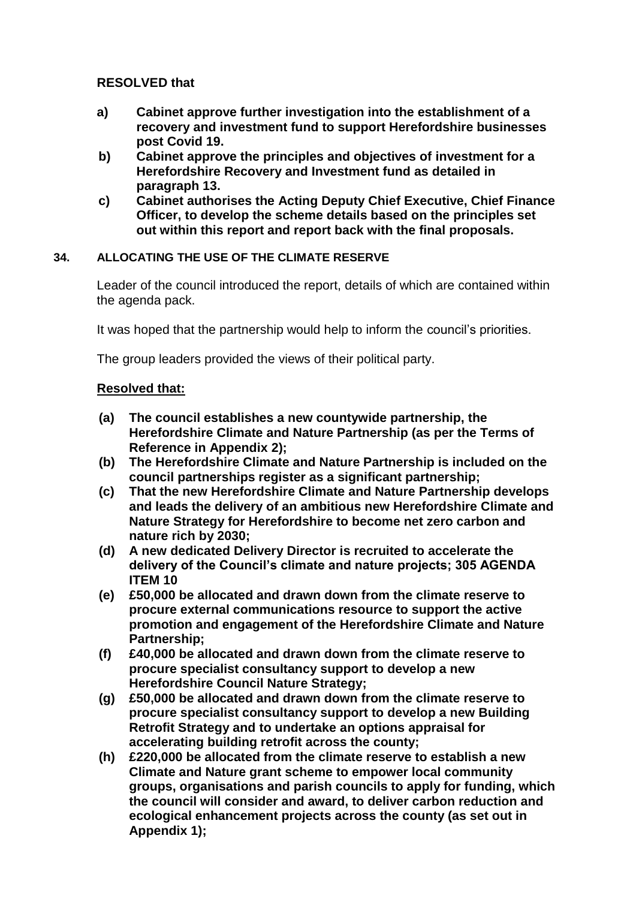**RESOLVED that**

**a) Cabinet approve further investigation into the establishment of a recovery and investment fund to support Herefordshire businesses post Covid 19.**

**b) Cabinet approve the principles and objectives of investment for a Herefordshire Recovery and Investment fund as detailed in paragraph 13.**

**c) Cabinet authorises the Acting Deputy Chief Executive, Chief Finance Officer, to develop the scheme details based on the principles set out within this report and report back with the final proposals.**

## 34. ALLOCATING THE USE OF THE CLIMATE RESERVE

Leader of the council introduced the report, details of which are contained within the agenda pack.

It was hoped that the partnership would help to inform the council's priorities.

The group leaders provided the views of their political party.

**Resolved that:**

**(a) The council establishes a new countywide partnership, the Herefordshire Climate and Nature Partnership (as per the Terms of Reference in Appendix 2);**

**(b) The Herefordshire Climate and Nature Partnership is included on the council partnerships register as a significant partnership;**

**(c) That the new Herefordshire Climate and Nature Partnership develops and leads the delivery of an ambitious new Herefordshire Climate and Nature Strategy for Herefordshire to become net zero carbon and nature rich by 2030;**

**(d) A new dedicated Delivery Director is recruited to accelerate the delivery of the Council's climate and nature projects; 305 AGENDA ITEM 10**

**(e) £50,000 be allocated and drawn down from the climate reserve to procure external communications resource to support the active promotion and engagement of the Herefordshire Climate and Nature Partnership;**

**(f) £40,000 be allocated and drawn down from the climate reserve to procure specialist consultancy support to develop a new Herefordshire Council Nature Strategy;**

**(g) £50,000 be allocated and drawn down from the climate reserve to procure specialist consultancy support to develop a new Building Retrofit Strategy and to undertake an options appraisal for accelerating building retrofit across the county;**

**(h) £220,000 be allocated from the climate reserve to establish a new Climate and Nature grant scheme to empower local community groups, organisations and parish councils to apply for funding, which the council will consider and award, to deliver carbon reduction and ecological enhancement projects across the county (as set out in Appendix 1);**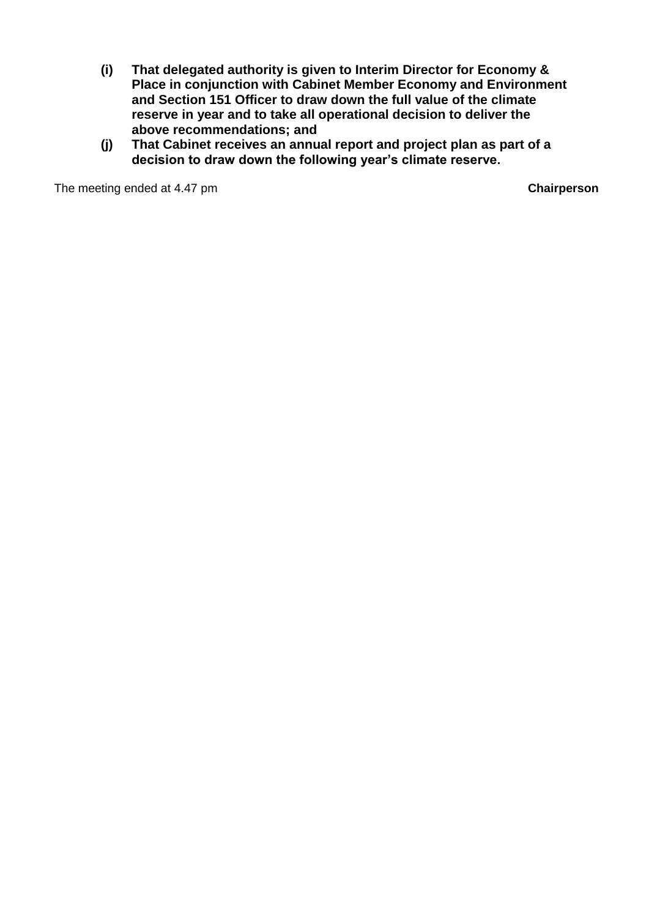**(i)** **That delegated authority is given to Interim Director for Economy & Place in conjunction with Cabinet Member Economy and Environment and Section 151 Officer to draw down the full value of the climate reserve in year and to take all operational decision to deliver the above recommendations; and**

**(j)** **That Cabinet receives an annual report and project plan as part of a decision to draw down the following year's climate reserve.**

The meeting ended at 4.47 pm **Chairperson**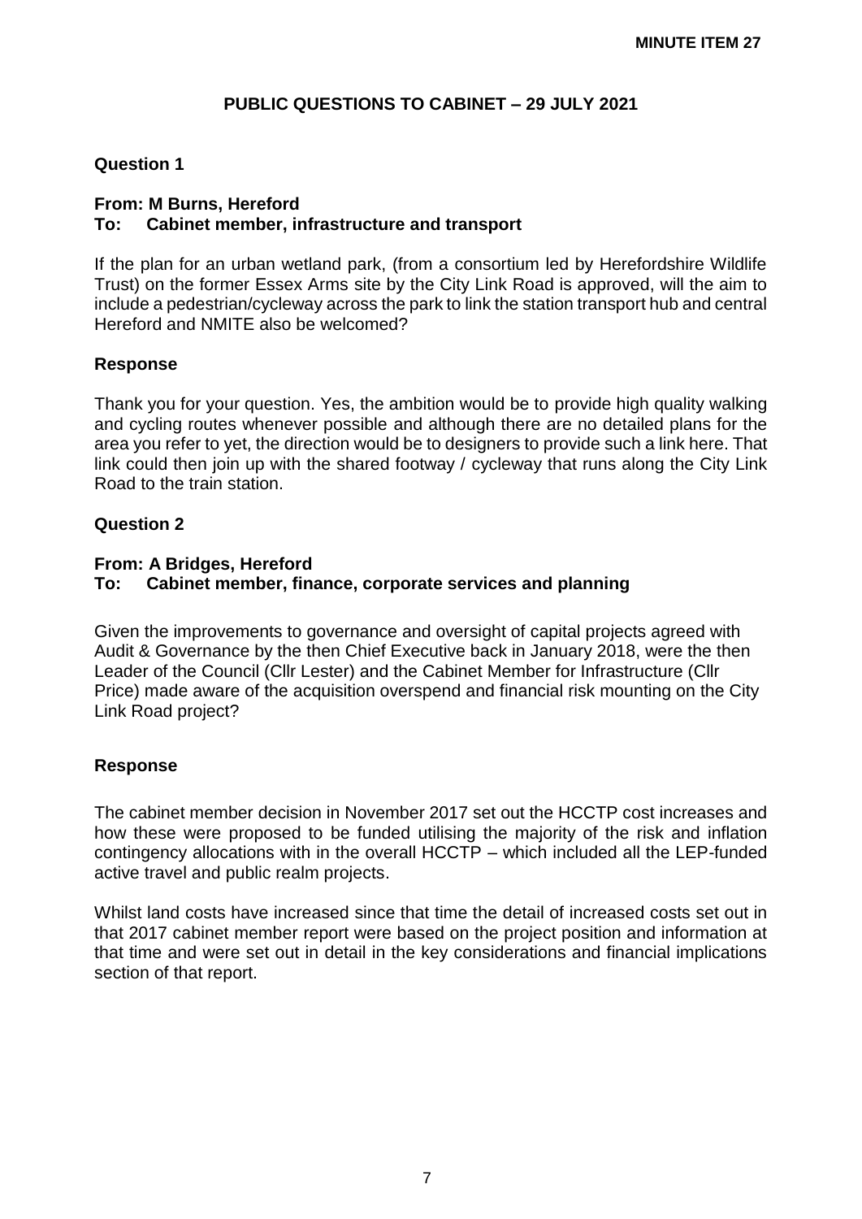**MINUTE ITEM 27**

# PUBLIC QUESTIONS TO CABINET – 29 JULY 2021

## Question 1

**From: M Burns, Hereford**
**To: Cabinet member, infrastructure and transport**

If the plan for an urban wetland park, (from a consortium led by Herefordshire Wildlife Trust) on the former Essex Arms site by the City Link Road is approved, will the aim to include a pedestrian/cycleway across the park to link the station transport hub and central Hereford and NMITE also be welcomed?

### Response

Thank you for your question. Yes, the ambition would be to provide high quality walking and cycling routes whenever possible and although there are no detailed plans for the area you refer to yet, the direction would be to designers to provide such a link here. That link could then join up with the shared footway / cycleway that runs along the City Link Road to the train station.

## Question 2

**From: A Bridges, Hereford**
**To: Cabinet member, finance, corporate services and planning**

Given the improvements to governance and oversight of capital projects agreed with Audit & Governance by the then Chief Executive back in January 2018, were the then Leader of the Council (Cllr Lester) and the Cabinet Member for Infrastructure (Cllr Price) made aware of the acquisition overspend and financial risk mounting on the City Link Road project?

### Response

The cabinet member decision in November 2017 set out the HCCTP cost increases and how these were proposed to be funded utilising the majority of the risk and inflation contingency allocations with in the overall HCCTP – which included all the LEP-funded active travel and public realm projects.

Whilst land costs have increased since that time the detail of increased costs set out in that 2017 cabinet member report were based on the project position and information at that time and were set out in detail in the key considerations and financial implications section of that report.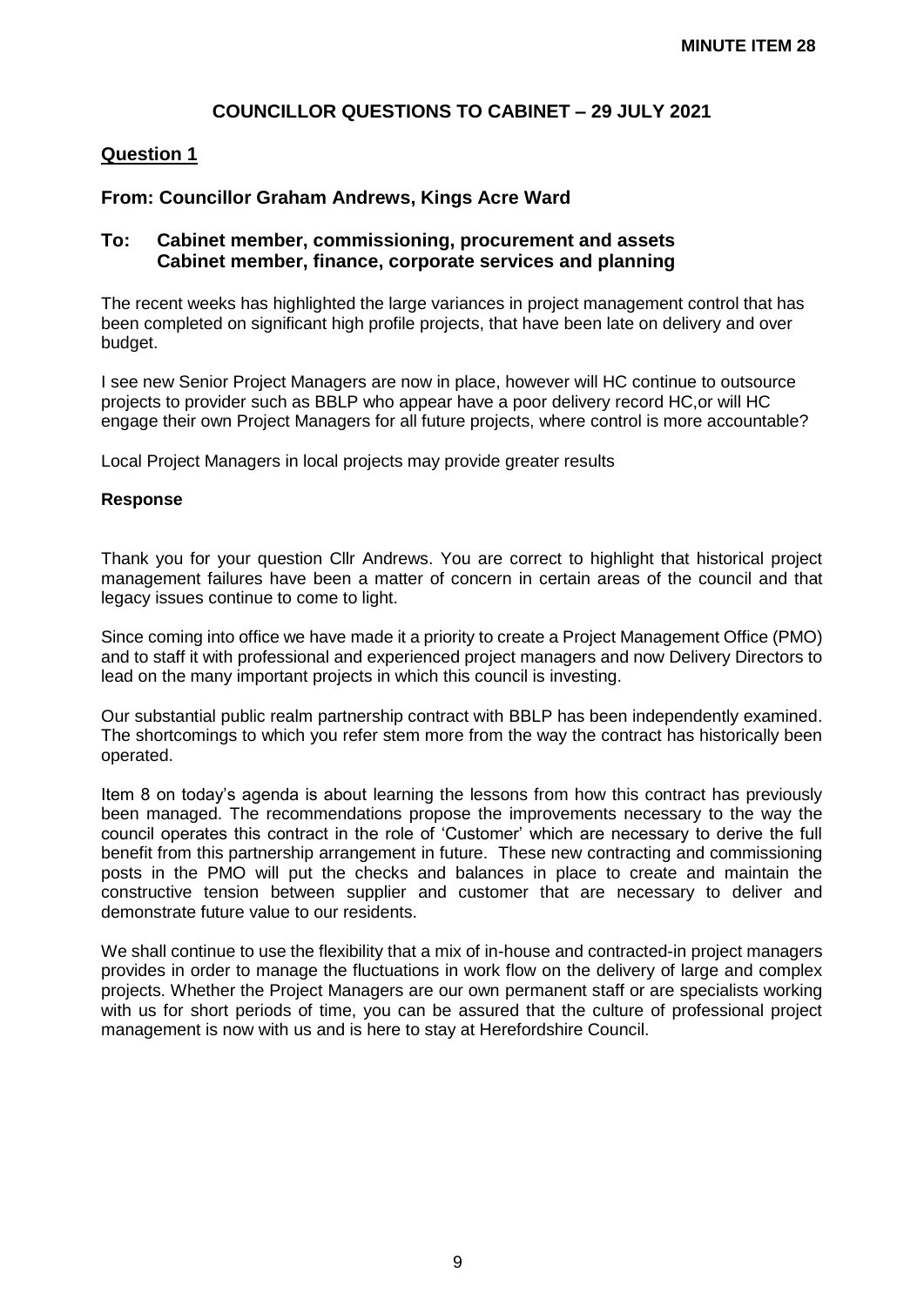**MINUTE ITEM 28**

# COUNCILLOR QUESTIONS TO CABINET – 29 JULY 2021

## Question 1

### From: Councillor Graham Andrews, Kings Acre Ward

### To: Cabinet member, commissioning, procurement and assets
### Cabinet member, finance, corporate services and planning

The recent weeks has highlighted the large variances in project management control that has been completed on significant high profile projects, that have been late on delivery and over budget.

I see new Senior Project Managers are now in place, however will HC continue to outsource projects to provider such as BBLP who appear have a poor delivery record HC,or will HC engage their own Project Managers for all future projects, where control is more accountable?

Local Project Managers in local projects may provide greater results

**Response**

Thank you for your question Cllr Andrews. You are correct to highlight that historical project management failures have been a matter of concern in certain areas of the council and that legacy issues continue to come to light.

Since coming into office we have made it a priority to create a Project Management Office (PMO) and to staff it with professional and experienced project managers and now Delivery Directors to lead on the many important projects in which this council is investing.

Our substantial public realm partnership contract with BBLP has been independently examined. The shortcomings to which you refer stem more from the way the contract has historically been operated.

Item 8 on today's agenda is about learning the lessons from how this contract has previously been managed. The recommendations propose the improvements necessary to the way the council operates this contract in the role of 'Customer' which are necessary to derive the full benefit from this partnership arrangement in future. These new contracting and commissioning posts in the PMO will put the checks and balances in place to create and maintain the constructive tension between supplier and customer that are necessary to deliver and demonstrate future value to our residents.

We shall continue to use the flexibility that a mix of in-house and contracted-in project managers provides in order to manage the fluctuations in work flow on the delivery of large and complex projects. Whether the Project Managers are our own permanent staff or are specialists working with us for short periods of time, you can be assured that the culture of professional project management is now with us and is here to stay at Herefordshire Council.